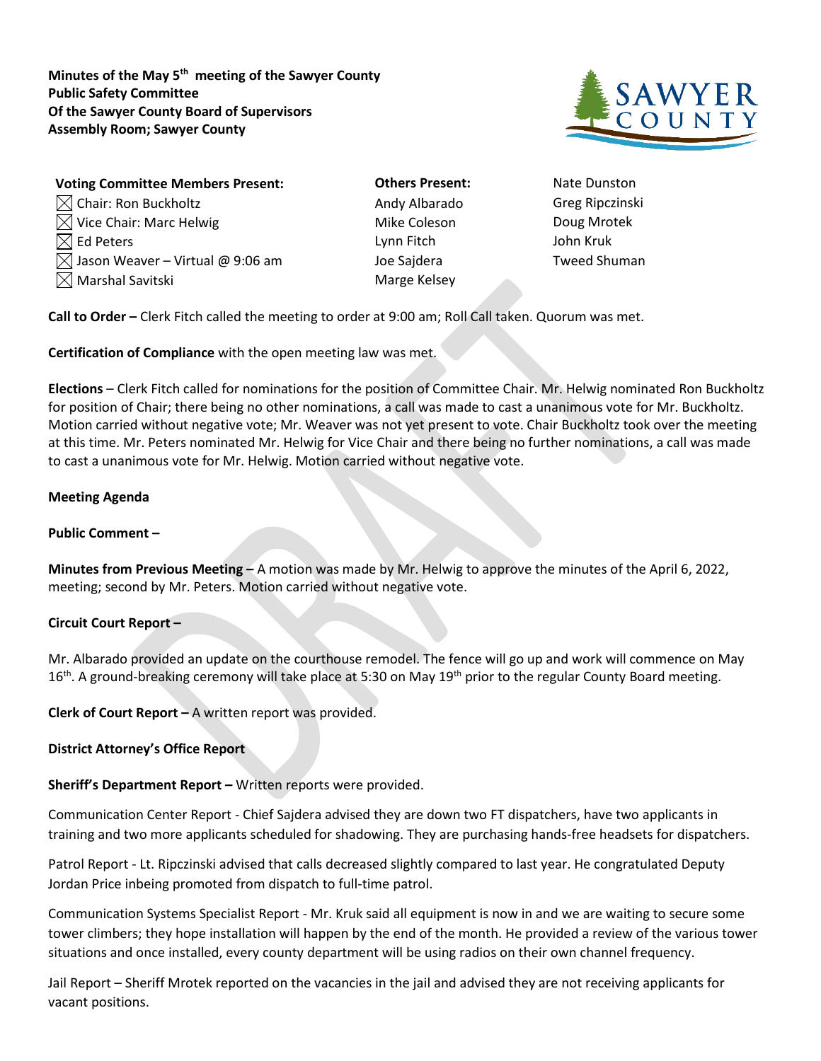**Minutes of the May 5th meeting of the Sawyer County Public Safety Committee Of the Sawyer County Board of Supervisors Assembly Room; Sawyer County**

**Voting Committee Members Present:**

- ☒ Chair: Ron Buckholtz
- ☒ Vice Chair: Marc Helwig
- ☒ Ed Peters
- ☒ Jason Weaver – Virtual @ 9:06 am
- ☒ Marshal Savitski

**Others Present:**

Andy Albarado
Mike Coleson
Lynn Fitch
Joe Sajdera
Marge Kelsey
Nate Dunston
Greg Ripczinski
Doug Mrotek
John Kruk
Tweed Shuman

**Call to Order –** Clerk Fitch called the meeting to order at 9:00 am; Roll Call taken. Quorum was met.

**Certification of Compliance** with the open meeting law was met.

**Elections** – Clerk Fitch called for nominations for the position of Committee Chair. Mr. Helwig nominated Ron Buckholtz for position of Chair; there being no other nominations, a call was made to cast a unanimous vote for Mr. Buckholtz. Motion carried without negative vote; Mr. Weaver was not yet present to vote. Chair Buckholtz took over the meeting at this time. Mr. Peters nominated Mr. Helwig for Vice Chair and there being no further nominations, a call was made to cast a unanimous vote for Mr. Helwig. Motion carried without negative vote.

**Meeting Agenda**

**Public Comment –**

**Minutes from Previous Meeting –** A motion was made by Mr. Helwig to approve the minutes of the April 6, 2022, meeting; second by Mr. Peters. Motion carried without negative vote.

**Circuit Court Report –**

Mr. Albarado provided an update on the courthouse remodel. The fence will go up and work will commence on May 16th. A ground-breaking ceremony will take place at 5:30 on May 19th prior to the regular County Board meeting.

**Clerk of Court Report –** A written report was provided.

**District Attorney's Office Report**

**Sheriff's Department Report –** Written reports were provided.

Communication Center Report - Chief Sajdera advised they are down two FT dispatchers, have two applicants in training and two more applicants scheduled for shadowing. They are purchasing hands-free headsets for dispatchers.

Patrol Report - Lt. Ripczinski advised that calls decreased slightly compared to last year. He congratulated Deputy Jordan Price inbeing promoted from dispatch to full-time patrol.

Communication Systems Specialist Report - Mr. Kruk said all equipment is now in and we are waiting to secure some tower climbers; they hope installation will happen by the end of the month. He provided a review of the various tower situations and once installed, every county department will be using radios on their own channel frequency.

Jail Report – Sheriff Mrotek reported on the vacancies in the jail and advised they are not receiving applicants for vacant positions.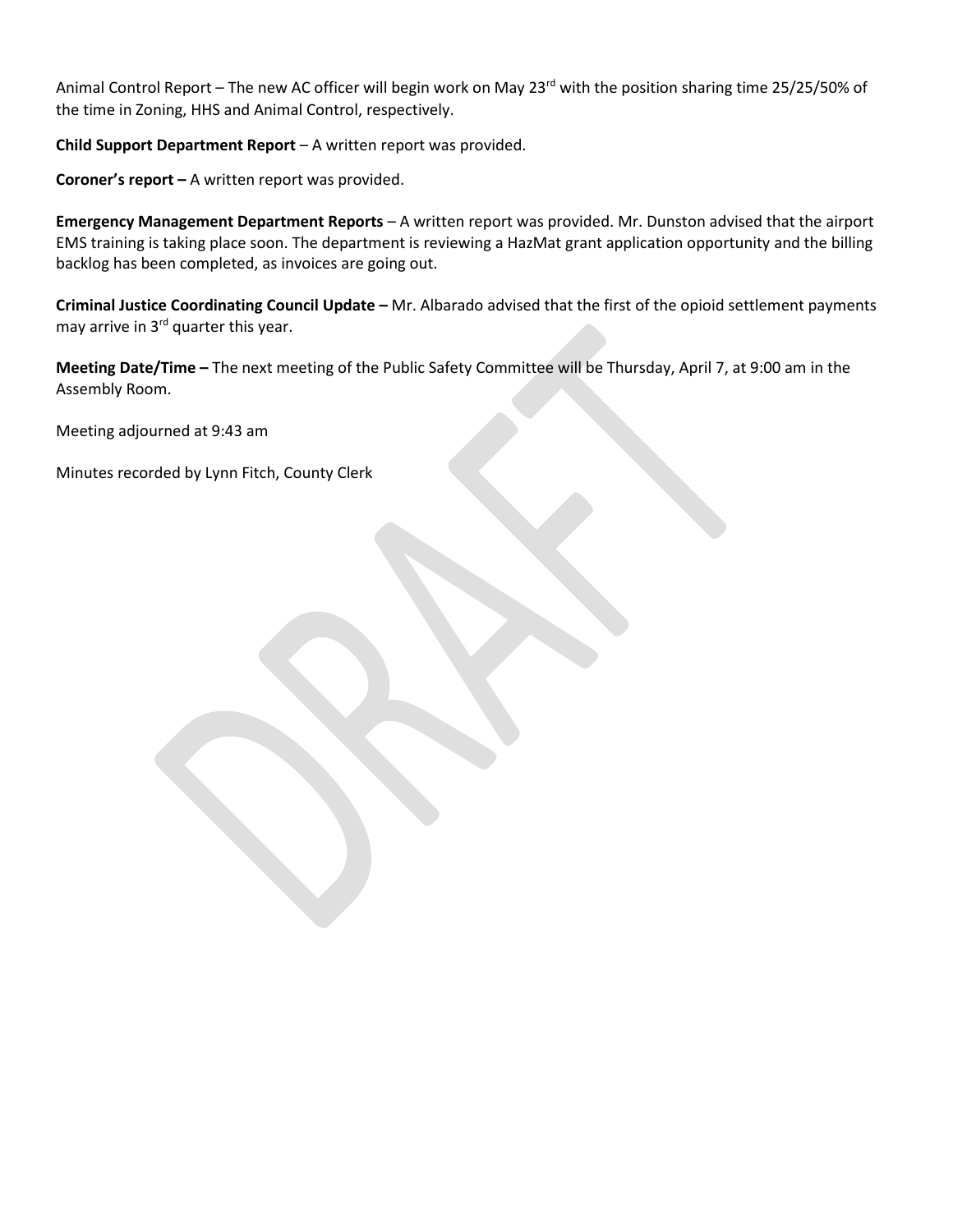Animal Control Report – The new AC officer will begin work on May 23rd with the position sharing time 25/25/50% of the time in Zoning, HHS and Animal Control, respectively.

**Child Support Department Report** – A written report was provided.

**Coroner's report –** A written report was provided.

**Emergency Management Department Reports** – A written report was provided. Mr. Dunston advised that the airport EMS training is taking place soon. The department is reviewing a HazMat grant application opportunity and the billing backlog has been completed, as invoices are going out.

**Criminal Justice Coordinating Council Update –** Mr. Albarado advised that the first of the opioid settlement payments may arrive in 3rd quarter this year.

**Meeting Date/Time –** The next meeting of the Public Safety Committee will be Thursday, April 7, at 9:00 am in the Assembly Room.

Meeting adjourned at 9:43 am

Minutes recorded by Lynn Fitch, County Clerk